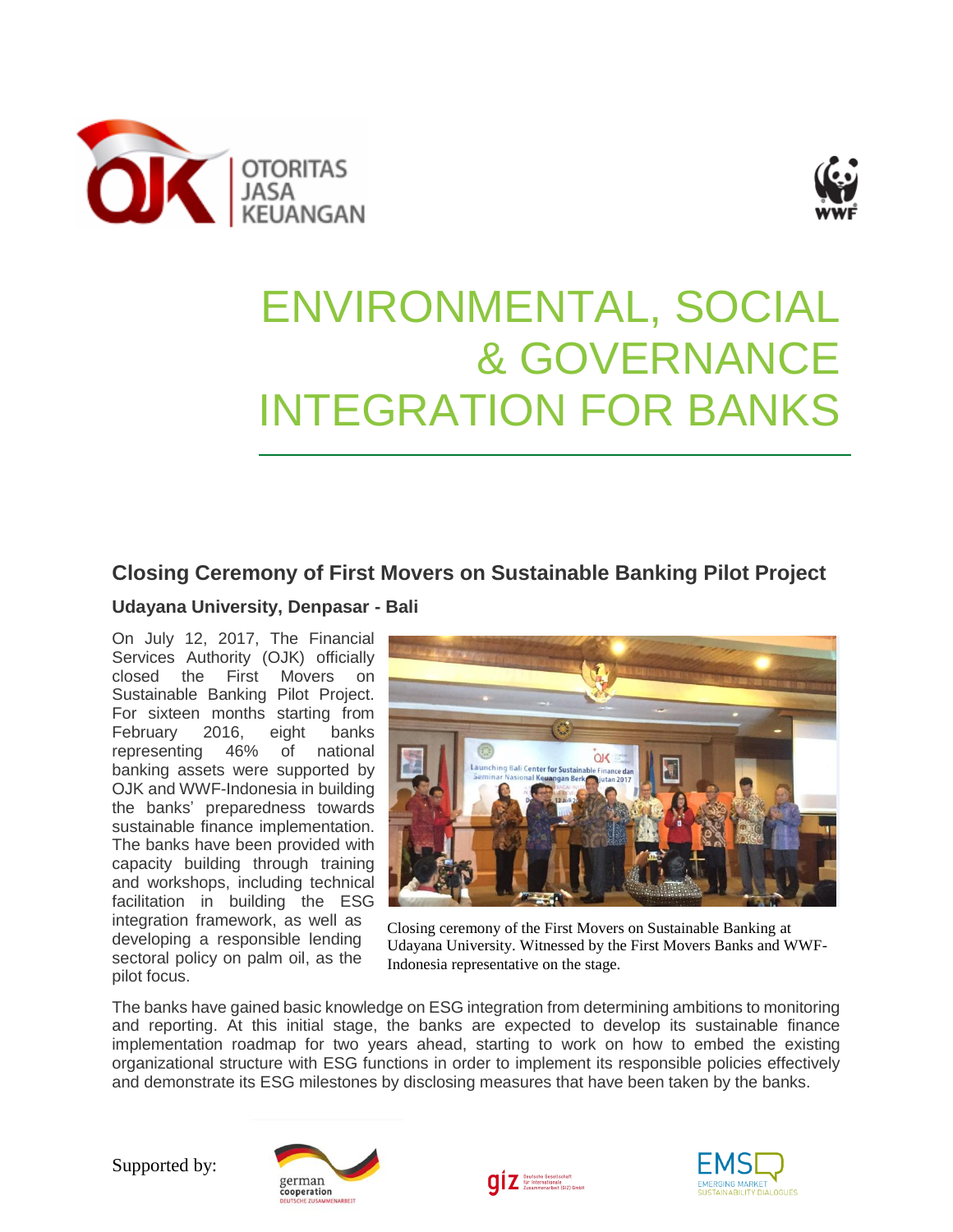# ENVIRONMENTAL, SOCIAL & GOVERNANCE INTEGRATION FOR BANKS

## Closing Ceremony of First Movers on Sustainable Banking Pilot Project

### Udayana University, Denpasar - Bali

On July 12, 2017, The Financial Services Authority (OJK) officially closed the First Movers on Sustainable Banking Pilot Project. For sixteen months starting from February 2016, eight banks representing 46% of national banking assets were supported by OJK and WWF-Indonesia in building the banks' preparedness towards sustainable finance implementation. The banks have been provided with capacity building through training and workshops, including technical facilitation in building the ESG integration framework, as well as developing a responsible lending sectoral policy on palm oil, as the pilot focus.

Closing ceremony of the First Movers on Sustainable Banking at Udayana University. Witnessed by the First Movers Banks and WWF-Indonesia representative on the stage.

The banks have gained basic knowledge on ESG integration from determining ambitions to monitoring and reporting. At this initial stage, the banks are expected to develop its sustainable finance implementation roadmap for two years ahead, starting to work on how to embed the existing organizational structure with ESG functions in order to implement its responsible policies effectively and demonstrate its ESG milestones by disclosing measures that have been taken by the banks.

Supported by: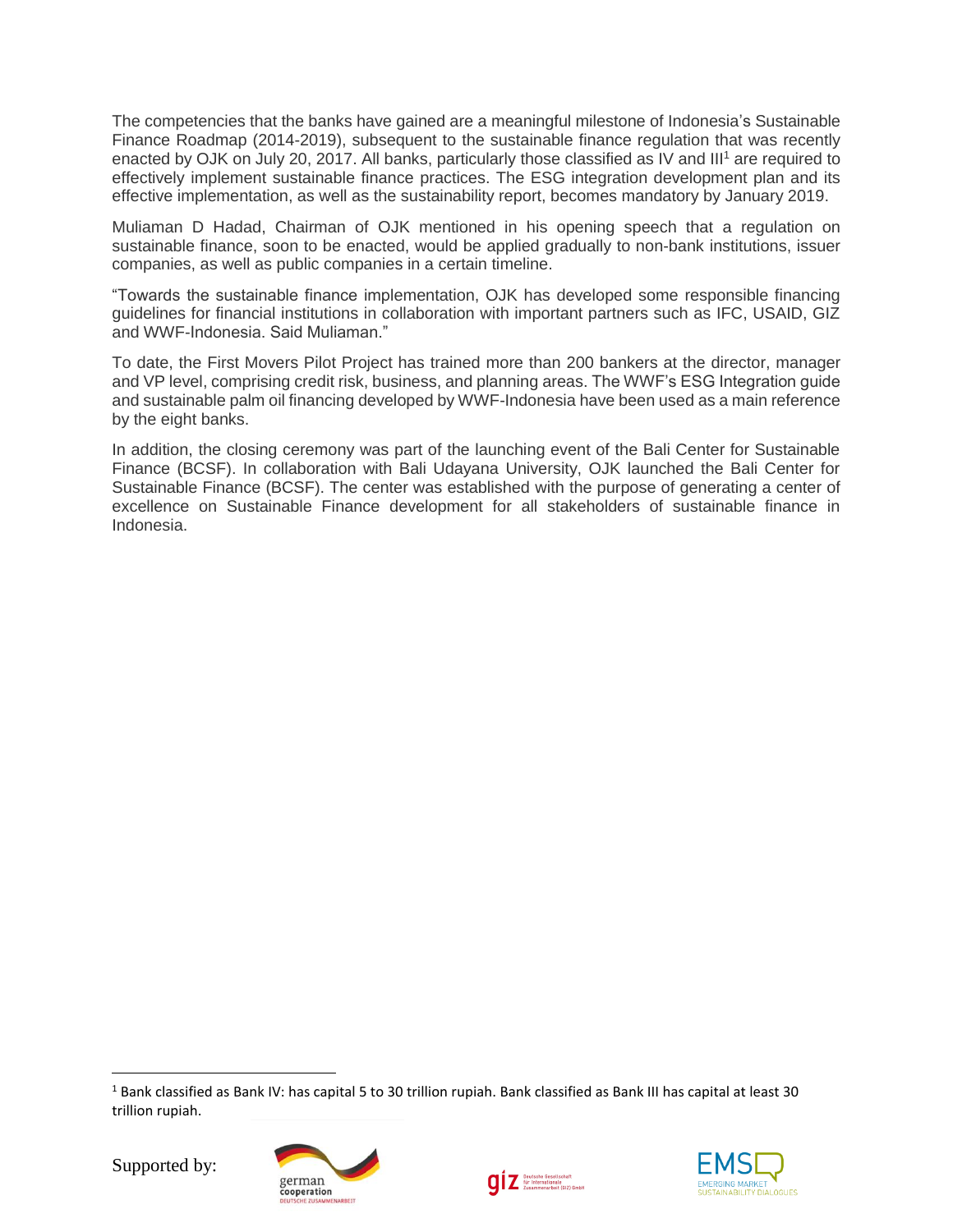The competencies that the banks have gained are a meaningful milestone of Indonesia's Sustainable Finance Roadmap (2014-2019), subsequent to the sustainable finance regulation that was recently enacted by OJK on July 20, 2017. All banks, particularly those classified as IV and III[1] are required to effectively implement sustainable finance practices. The ESG integration development plan and its effective implementation, as well as the sustainability report, becomes mandatory by January 2019.

Muliaman D Hadad, Chairman of OJK mentioned in his opening speech that a regulation on sustainable finance, soon to be enacted, would be applied gradually to non-bank institutions, issuer companies, as well as public companies in a certain timeline.

"Towards the sustainable finance implementation, OJK has developed some responsible financing guidelines for financial institutions in collaboration with important partners such as IFC, USAID, GIZ and WWF-Indonesia. Said Muliaman."

To date, the First Movers Pilot Project has trained more than 200 bankers at the director, manager and VP level, comprising credit risk, business, and planning areas. The WWF's ESG Integration guide and sustainable palm oil financing developed by WWF-Indonesia have been used as a main reference by the eight banks.

In addition, the closing ceremony was part of the launching event of the Bali Center for Sustainable Finance (BCSF). In collaboration with Bali Udayana University, OJK launched the Bali Center for Sustainable Finance (BCSF). The center was established with the purpose of generating a center of excellence on Sustainable Finance development for all stakeholders of sustainable finance in Indonesia.

---

[1] Bank classified as Bank IV: has capital 5 to 30 trillion rupiah. Bank classified as Bank III has capital at least 30 trillion rupiah.

Supported by: